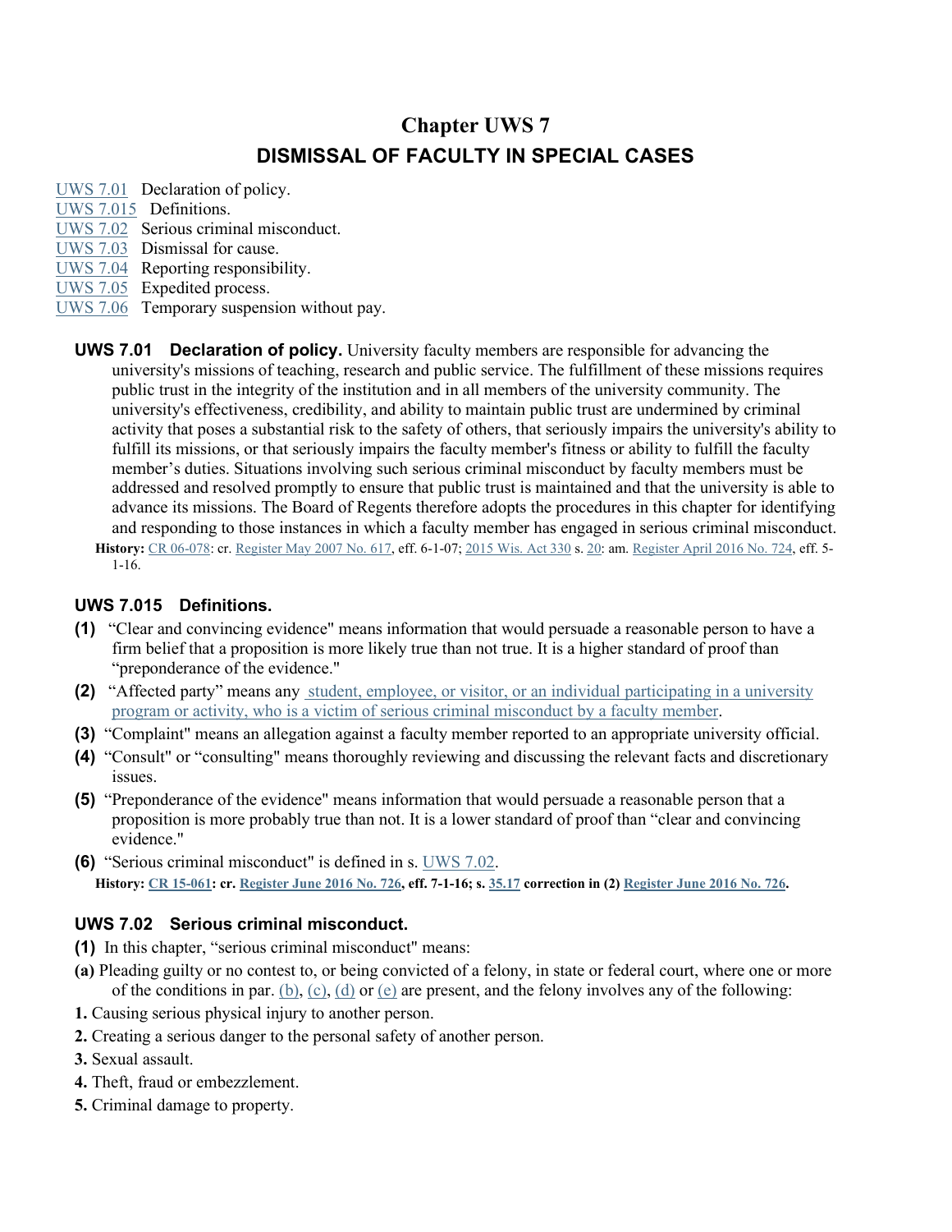# Chapter UWS 7

## DISMISSAL OF FACULTY IN SPECIAL CASES

UWS 7.01 Declaration of policy.
UWS 7.015 Definitions.
UWS 7.02 Serious criminal misconduct.
UWS 7.03 Dismissal for cause.
UWS 7.04 Reporting responsibility.
UWS 7.05 Expedited process.
UWS 7.06 Temporary suspension without pay.

**UWS 7.01 Declaration of policy.** University faculty members are responsible for advancing the university's missions of teaching, research and public service. The fulfillment of these missions requires public trust in the integrity of the institution and in all members of the university community. The university's effectiveness, credibility, and ability to maintain public trust are undermined by criminal activity that poses a substantial risk to the safety of others, that seriously impairs the university's ability to fulfill its missions, or that seriously impairs the faculty member's fitness or ability to fulfill the faculty member's duties. Situations involving such serious criminal misconduct by faculty members must be addressed and resolved promptly to ensure that public trust is maintained and that the university is able to advance its missions. The Board of Regents therefore adopts the procedures in this chapter for identifying and responding to those instances in which a faculty member has engaged in serious criminal misconduct.

**History:** CR 06-078: cr. Register May 2007 No. 617, eff. 6-1-07; 2015 Wis. Act 330 s. 20: am. Register April 2016 No. 724, eff. 5-1-16.

### UWS 7.015 Definitions.

**(1)** "Clear and convincing evidence" means information that would persuade a reasonable person to have a firm belief that a proposition is more likely true than not true. It is a higher standard of proof than "preponderance of the evidence."

**(2)** "Affected party" means any student, employee, or visitor, or an individual participating in a university program or activity, who is a victim of serious criminal misconduct by a faculty member.

**(3)** "Complaint" means an allegation against a faculty member reported to an appropriate university official.

**(4)** "Consult" or "consulting" means thoroughly reviewing and discussing the relevant facts and discretionary issues.

**(5)** "Preponderance of the evidence" means information that would persuade a reasonable person that a proposition is more probably true than not. It is a lower standard of proof than "clear and convincing evidence."

**(6)** "Serious criminal misconduct" is defined in s. UWS 7.02.

**History: CR 15-061: cr. Register June 2016 No. 726, eff. 7-1-16; s. 35.17 correction in (2) Register June 2016 No. 726.**

### UWS 7.02 Serious criminal misconduct.

**(1)** In this chapter, "serious criminal misconduct" means:

**(a)** Pleading guilty or no contest to, or being convicted of a felony, in state or federal court, where one or more of the conditions in par. (b), (c), (d) or (e) are present, and the felony involves any of the following:

**1.** Causing serious physical injury to another person.

**2.** Creating a serious danger to the personal safety of another person.

**3.** Sexual assault.

**4.** Theft, fraud or embezzlement.

**5.** Criminal damage to property.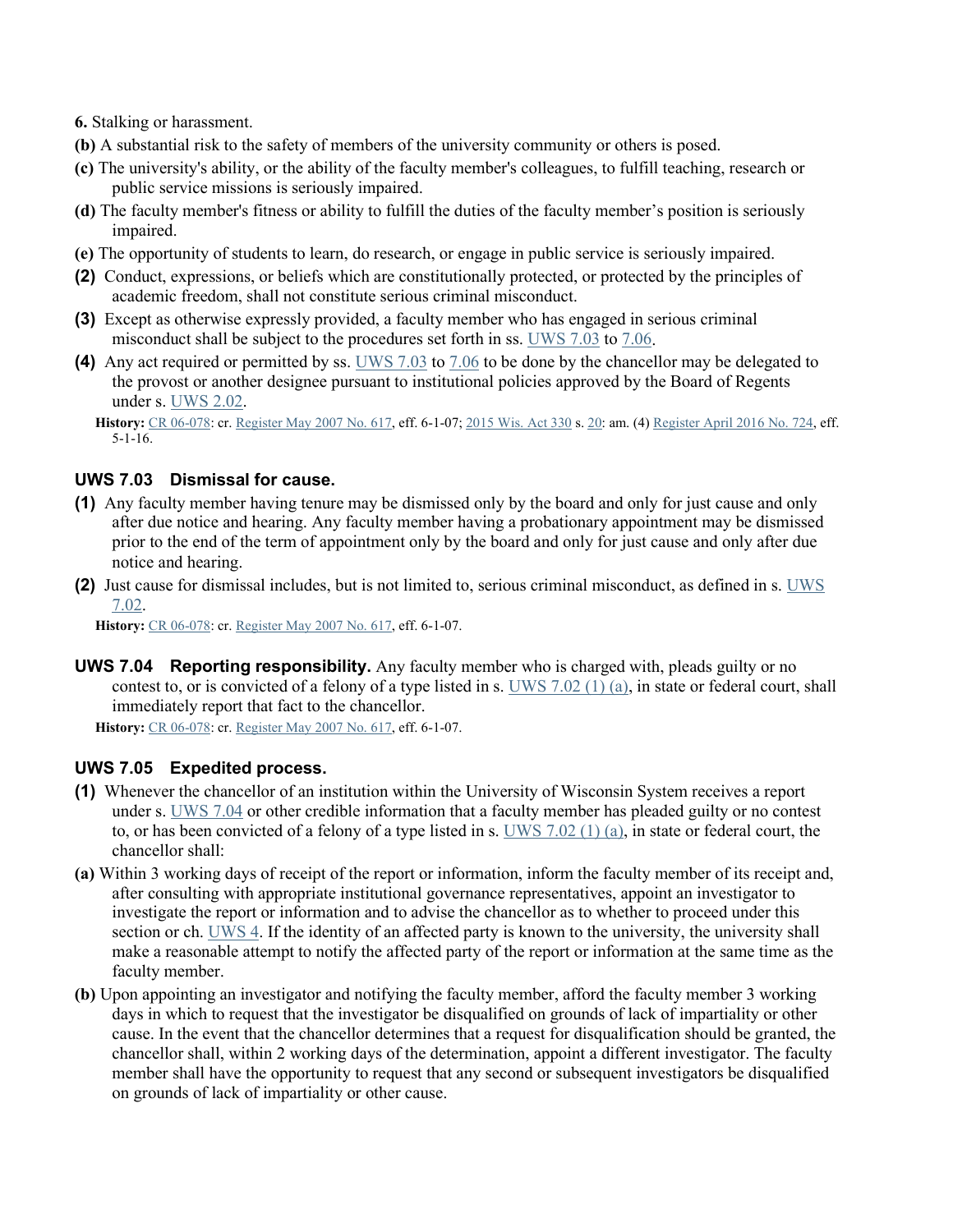**6.** Stalking or harassment.

**(b)** A substantial risk to the safety of members of the university community or others is posed.

**(c)** The university's ability, or the ability of the faculty member's colleagues, to fulfill teaching, research or public service missions is seriously impaired.

**(d)** The faculty member's fitness or ability to fulfill the duties of the faculty member's position is seriously impaired.

**(e)** The opportunity of students to learn, do research, or engage in public service is seriously impaired.

**(2)** Conduct, expressions, or beliefs which are constitutionally protected, or protected by the principles of academic freedom, shall not constitute serious criminal misconduct.

**(3)** Except as otherwise expressly provided, a faculty member who has engaged in serious criminal misconduct shall be subject to the procedures set forth in ss. UWS 7.03 to 7.06.

**(4)** Any act required or permitted by ss. UWS 7.03 to 7.06 to be done by the chancellor may be delegated to the provost or another designee pursuant to institutional policies approved by the Board of Regents under s. UWS 2.02.

**History:** CR 06-078: cr. Register May 2007 No. 617, eff. 6-1-07; 2015 Wis. Act 330 s. 20: am. (4) Register April 2016 No. 724, eff. 5-1-16.

### UWS 7.03 Dismissal for cause.

**(1)** Any faculty member having tenure may be dismissed only by the board and only for just cause and only after due notice and hearing. Any faculty member having a probationary appointment may be dismissed prior to the end of the term of appointment only by the board and only for just cause and only after due notice and hearing.

**(2)** Just cause for dismissal includes, but is not limited to, serious criminal misconduct, as defined in s. UWS 7.02.

**History:** CR 06-078: cr. Register May 2007 No. 617, eff. 6-1-07.

**UWS 7.04 Reporting responsibility.** Any faculty member who is charged with, pleads guilty or no contest to, or is convicted of a felony of a type listed in s. UWS 7.02 (1) (a), in state or federal court, shall immediately report that fact to the chancellor.

**History:** CR 06-078: cr. Register May 2007 No. 617, eff. 6-1-07.

### UWS 7.05 Expedited process.

**(1)** Whenever the chancellor of an institution within the University of Wisconsin System receives a report under s. UWS 7.04 or other credible information that a faculty member has pleaded guilty or no contest to, or has been convicted of a felony of a type listed in s. UWS 7.02 (1) (a), in state or federal court, the chancellor shall:

**(a)** Within 3 working days of receipt of the report or information, inform the faculty member of its receipt and, after consulting with appropriate institutional governance representatives, appoint an investigator to investigate the report or information and to advise the chancellor as to whether to proceed under this section or ch. UWS 4. If the identity of an affected party is known to the university, the university shall make a reasonable attempt to notify the affected party of the report or information at the same time as the faculty member.

**(b)** Upon appointing an investigator and notifying the faculty member, afford the faculty member 3 working days in which to request that the investigator be disqualified on grounds of lack of impartiality or other cause. In the event that the chancellor determines that a request for disqualification should be granted, the chancellor shall, within 2 working days of the determination, appoint a different investigator. The faculty member shall have the opportunity to request that any second or subsequent investigators be disqualified on grounds of lack of impartiality or other cause.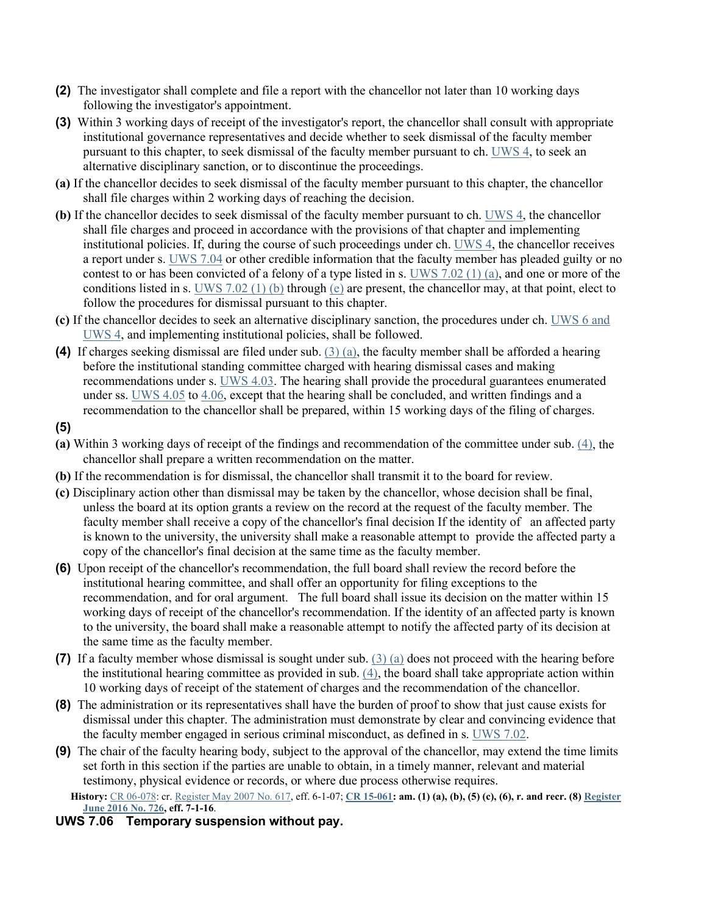**(2)** The investigator shall complete and file a report with the chancellor not later than 10 working days following the investigator's appointment.

**(3)** Within 3 working days of receipt of the investigator's report, the chancellor shall consult with appropriate institutional governance representatives and decide whether to seek dismissal of the faculty member pursuant to this chapter, to seek dismissal of the faculty member pursuant to ch. UWS 4, to seek an alternative disciplinary sanction, or to discontinue the proceedings.

**(a)** If the chancellor decides to seek dismissal of the faculty member pursuant to this chapter, the chancellor shall file charges within 2 working days of reaching the decision.

**(b)** If the chancellor decides to seek dismissal of the faculty member pursuant to ch. UWS 4, the chancellor shall file charges and proceed in accordance with the provisions of that chapter and implementing institutional policies. If, during the course of such proceedings under ch. UWS 4, the chancellor receives a report under s. UWS 7.04 or other credible information that the faculty member has pleaded guilty or no contest to or has been convicted of a felony of a type listed in s. UWS 7.02 (1) (a), and one or more of the conditions listed in s. UWS 7.02 (1) (b) through (e) are present, the chancellor may, at that point, elect to follow the procedures for dismissal pursuant to this chapter.

**(c)** If the chancellor decides to seek an alternative disciplinary sanction, the procedures under ch. UWS 6 and UWS 4, and implementing institutional policies, shall be followed.

**(4)** If charges seeking dismissal are filed under sub. (3) (a), the faculty member shall be afforded a hearing before the institutional standing committee charged with hearing dismissal cases and making recommendations under s. UWS 4.03. The hearing shall provide the procedural guarantees enumerated under ss. UWS 4.05 to 4.06, except that the hearing shall be concluded, and written findings and a recommendation to the chancellor shall be prepared, within 15 working days of the filing of charges.

**(5)**

**(a)** Within 3 working days of receipt of the findings and recommendation of the committee under sub. (4), the chancellor shall prepare a written recommendation on the matter.

**(b)** If the recommendation is for dismissal, the chancellor shall transmit it to the board for review.

**(c)** Disciplinary action other than dismissal may be taken by the chancellor, whose decision shall be final, unless the board at its option grants a review on the record at the request of the faculty member. The faculty member shall receive a copy of the chancellor's final decision If the identity of an affected party is known to the university, the university shall make a reasonable attempt to provide the affected party a copy of the chancellor's final decision at the same time as the faculty member.

**(6)** Upon receipt of the chancellor's recommendation, the full board shall review the record before the institutional hearing committee, and shall offer an opportunity for filing exceptions to the recommendation, and for oral argument. The full board shall issue its decision on the matter within 15 working days of receipt of the chancellor's recommendation. If the identity of an affected party is known to the university, the board shall make a reasonable attempt to notify the affected party of its decision at the same time as the faculty member.

**(7)** If a faculty member whose dismissal is sought under sub. (3) (a) does not proceed with the hearing before the institutional hearing committee as provided in sub. (4), the board shall take appropriate action within 10 working days of receipt of the statement of charges and the recommendation of the chancellor.

**(8)** The administration or its representatives shall have the burden of proof to show that just cause exists for dismissal under this chapter. The administration must demonstrate by clear and convincing evidence that the faculty member engaged in serious criminal misconduct, as defined in s. UWS 7.02.

**(9)** The chair of the faculty hearing body, subject to the approval of the chancellor, may extend the time limits set forth in this section if the parties are unable to obtain, in a timely manner, relevant and material testimony, physical evidence or records, or where due process otherwise requires.

**History:** CR 06-078: cr. Register May 2007 No. 617, eff. 6-1-07; **CR 15-061: am. (1) (a), (b), (5) (c), (6), r. and recr. (8) Register June 2016 No. 726, eff. 7-1-16.**

## UWS 7.06 Temporary suspension without pay.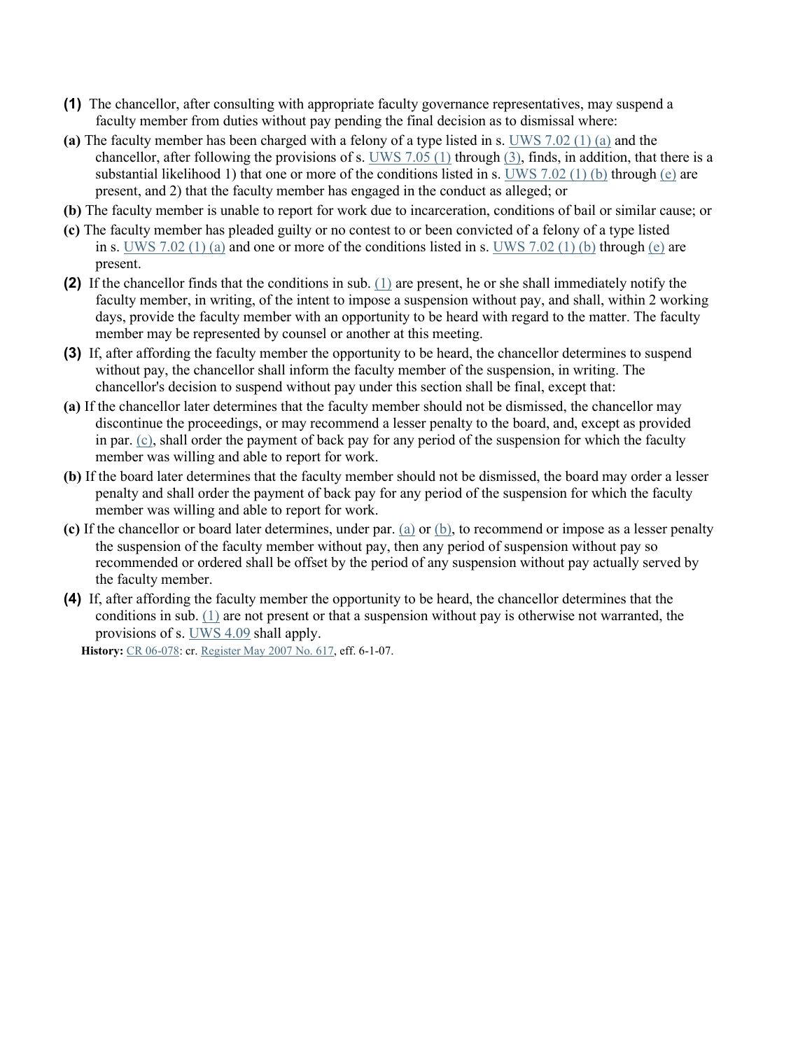**(1)** The chancellor, after consulting with appropriate faculty governance representatives, may suspend a faculty member from duties without pay pending the final decision as to dismissal where:

**(a)** The faculty member has been charged with a felony of a type listed in s. UWS 7.02 (1) (a) and the chancellor, after following the provisions of s. UWS 7.05 (1) through (3), finds, in addition, that there is a substantial likelihood 1) that one or more of the conditions listed in s. UWS 7.02 (1) (b) through (e) are present, and 2) that the faculty member has engaged in the conduct as alleged; or

**(b)** The faculty member is unable to report for work due to incarceration, conditions of bail or similar cause; or

**(c)** The faculty member has pleaded guilty or no contest to or been convicted of a felony of a type listed in s. UWS 7.02 (1) (a) and one or more of the conditions listed in s. UWS 7.02 (1) (b) through (e) are present.

**(2)** If the chancellor finds that the conditions in sub. (1) are present, he or she shall immediately notify the faculty member, in writing, of the intent to impose a suspension without pay, and shall, within 2 working days, provide the faculty member with an opportunity to be heard with regard to the matter. The faculty member may be represented by counsel or another at this meeting.

**(3)** If, after affording the faculty member the opportunity to be heard, the chancellor determines to suspend without pay, the chancellor shall inform the faculty member of the suspension, in writing. The chancellor's decision to suspend without pay under this section shall be final, except that:

**(a)** If the chancellor later determines that the faculty member should not be dismissed, the chancellor may discontinue the proceedings, or may recommend a lesser penalty to the board, and, except as provided in par. (c), shall order the payment of back pay for any period of the suspension for which the faculty member was willing and able to report for work.

**(b)** If the board later determines that the faculty member should not be dismissed, the board may order a lesser penalty and shall order the payment of back pay for any period of the suspension for which the faculty member was willing and able to report for work.

**(c)** If the chancellor or board later determines, under par. (a) or (b), to recommend or impose as a lesser penalty the suspension of the faculty member without pay, then any period of suspension without pay so recommended or ordered shall be offset by the period of any suspension without pay actually served by the faculty member.

**(4)** If, after affording the faculty member the opportunity to be heard, the chancellor determines that the conditions in sub. (1) are not present or that a suspension without pay is otherwise not warranted, the provisions of s. UWS 4.09 shall apply.

**History:** CR 06-078: cr. Register May 2007 No. 617, eff. 6-1-07.